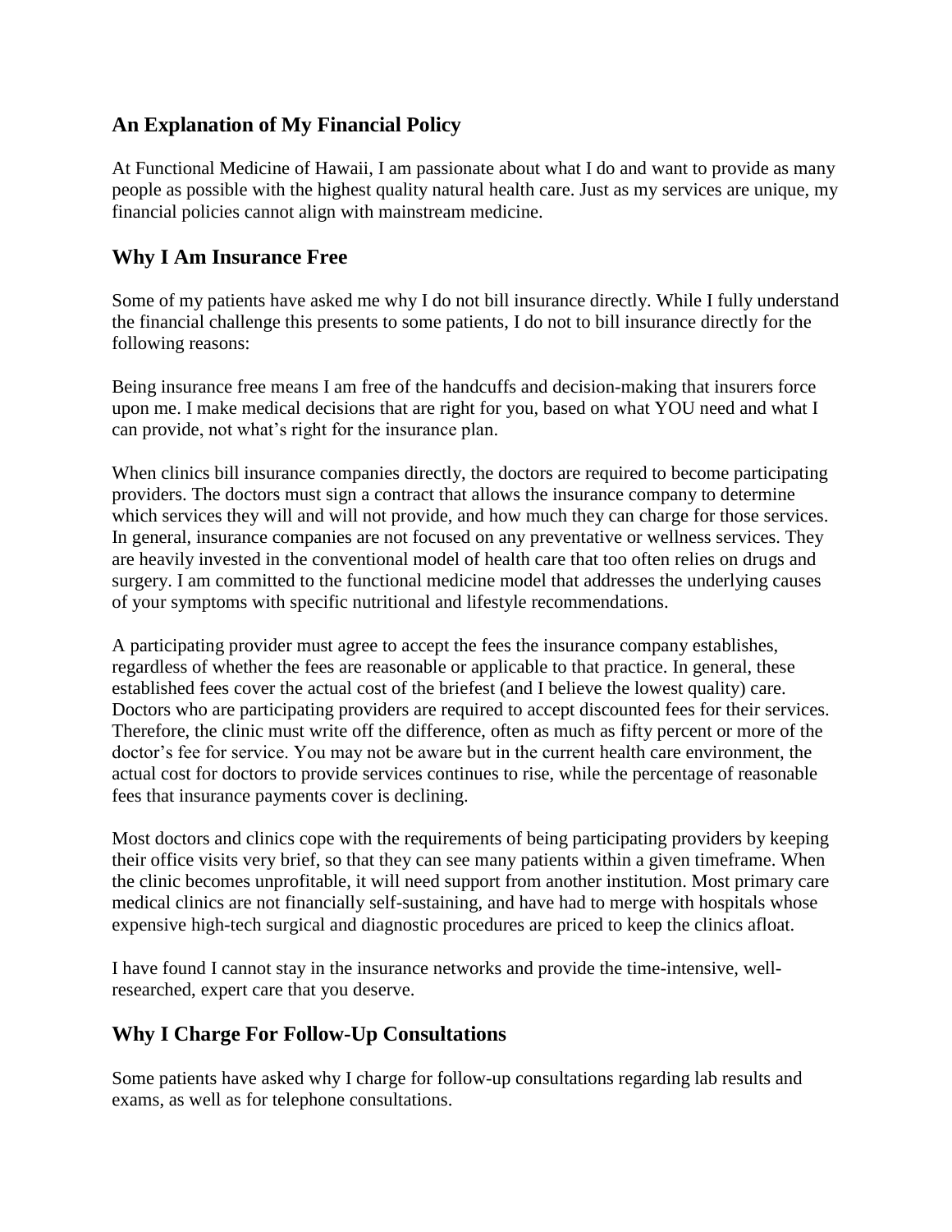## An Explanation of My Financial Policy

At Functional Medicine of Hawaii, I am passionate about what I do and want to provide as many people as possible with the highest quality natural health care. Just as my services are unique, my financial policies cannot align with mainstream medicine.

## Why I Am Insurance Free

Some of my patients have asked me why I do not bill insurance directly. While I fully understand the financial challenge this presents to some patients, I do not to bill insurance directly for the following reasons:

Being insurance free means I am free of the handcuffs and decision-making that insurers force upon me. I make medical decisions that are right for you, based on what YOU need and what I can provide, not what's right for the insurance plan.

When clinics bill insurance companies directly, the doctors are required to become participating providers. The doctors must sign a contract that allows the insurance company to determine which services they will and will not provide, and how much they can charge for those services. In general, insurance companies are not focused on any preventative or wellness services. They are heavily invested in the conventional model of health care that too often relies on drugs and surgery. I am committed to the functional medicine model that addresses the underlying causes of your symptoms with specific nutritional and lifestyle recommendations.

A participating provider must agree to accept the fees the insurance company establishes, regardless of whether the fees are reasonable or applicable to that practice. In general, these established fees cover the actual cost of the briefest (and I believe the lowest quality) care. Doctors who are participating providers are required to accept discounted fees for their services. Therefore, the clinic must write off the difference, often as much as fifty percent or more of the doctor's fee for service. You may not be aware but in the current health care environment, the actual cost for doctors to provide services continues to rise, while the percentage of reasonable fees that insurance payments cover is declining.

Most doctors and clinics cope with the requirements of being participating providers by keeping their office visits very brief, so that they can see many patients within a given timeframe. When the clinic becomes unprofitable, it will need support from another institution. Most primary care medical clinics are not financially self-sustaining, and have had to merge with hospitals whose expensive high-tech surgical and diagnostic procedures are priced to keep the clinics afloat.

I have found I cannot stay in the insurance networks and provide the time-intensive, well-researched, expert care that you deserve.

## Why I Charge For Follow-Up Consultations

Some patients have asked why I charge for follow-up consultations regarding lab results and exams, as well as for telephone consultations.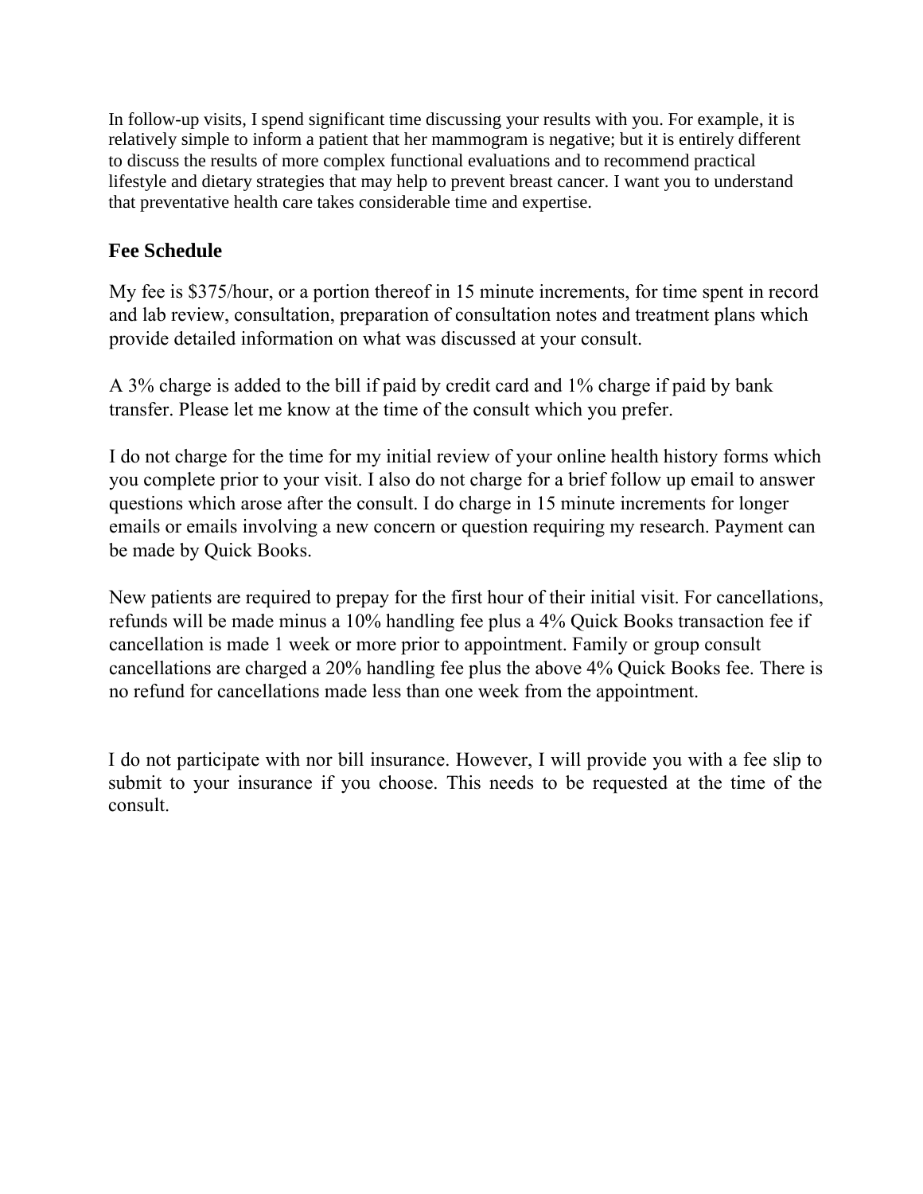In follow-up visits, I spend significant time discussing your results with you. For example, it is relatively simple to inform a patient that her mammogram is negative; but it is entirely different to discuss the results of more complex functional evaluations and to recommend practical lifestyle and dietary strategies that may help to prevent breast cancer. I want you to understand that preventative health care takes considerable time and expertise.

## Fee Schedule

My fee is $375/hour, or a portion thereof in 15 minute increments, for time spent in record and lab review, consultation, preparation of consultation notes and treatment plans which provide detailed information on what was discussed at your consult.

A 3% charge is added to the bill if paid by credit card and 1% charge if paid by bank transfer. Please let me know at the time of the consult which you prefer.

I do not charge for the time for my initial review of your online health history forms which you complete prior to your visit. I also do not charge for a brief follow up email to answer questions which arose after the consult. I do charge in 15 minute increments for longer emails or emails involving a new concern or question requiring my research. Payment can be made by Quick Books.

New patients are required to prepay for the first hour of their initial visit. For cancellations, refunds will be made minus a 10% handling fee plus a 4% Quick Books transaction fee if cancellation is made 1 week or more prior to appointment. Family or group consult cancellations are charged a 20% handling fee plus the above 4% Quick Books fee. There is no refund for cancellations made less than one week from the appointment.

I do not participate with nor bill insurance. However, I will provide you with a fee slip to submit to your insurance if you choose. This needs to be requested at the time of the consult.